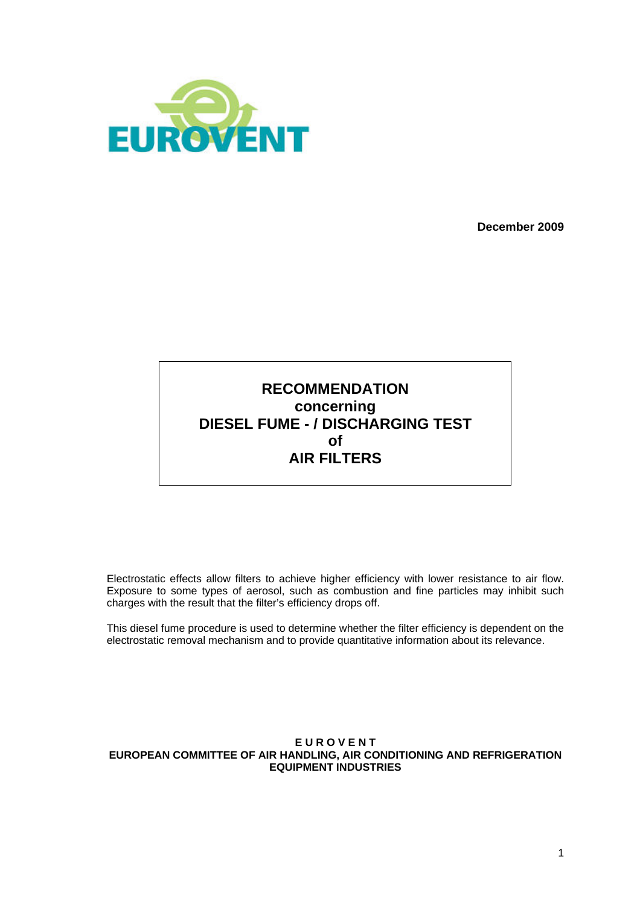EUROVENT

**December 2009**

# RECOMMENDATION
# concerning
# DIESEL FUME - / DISCHARGING TEST
# of
# AIR FILTERS

Electrostatic effects allow filters to achieve higher efficiency with lower resistance to air flow. Exposure to some types of aerosol, such as combustion and fine particles may inhibit such charges with the result that the filter's efficiency drops off.

This diesel fume procedure is used to determine whether the filter efficiency is dependent on the electrostatic removal mechanism and to provide quantitative information about its relevance.

**E U R O V E N T**
**EUROPEAN COMMITTEE OF AIR HANDLING, AIR CONDITIONING AND REFRIGERATION EQUIPMENT INDUSTRIES**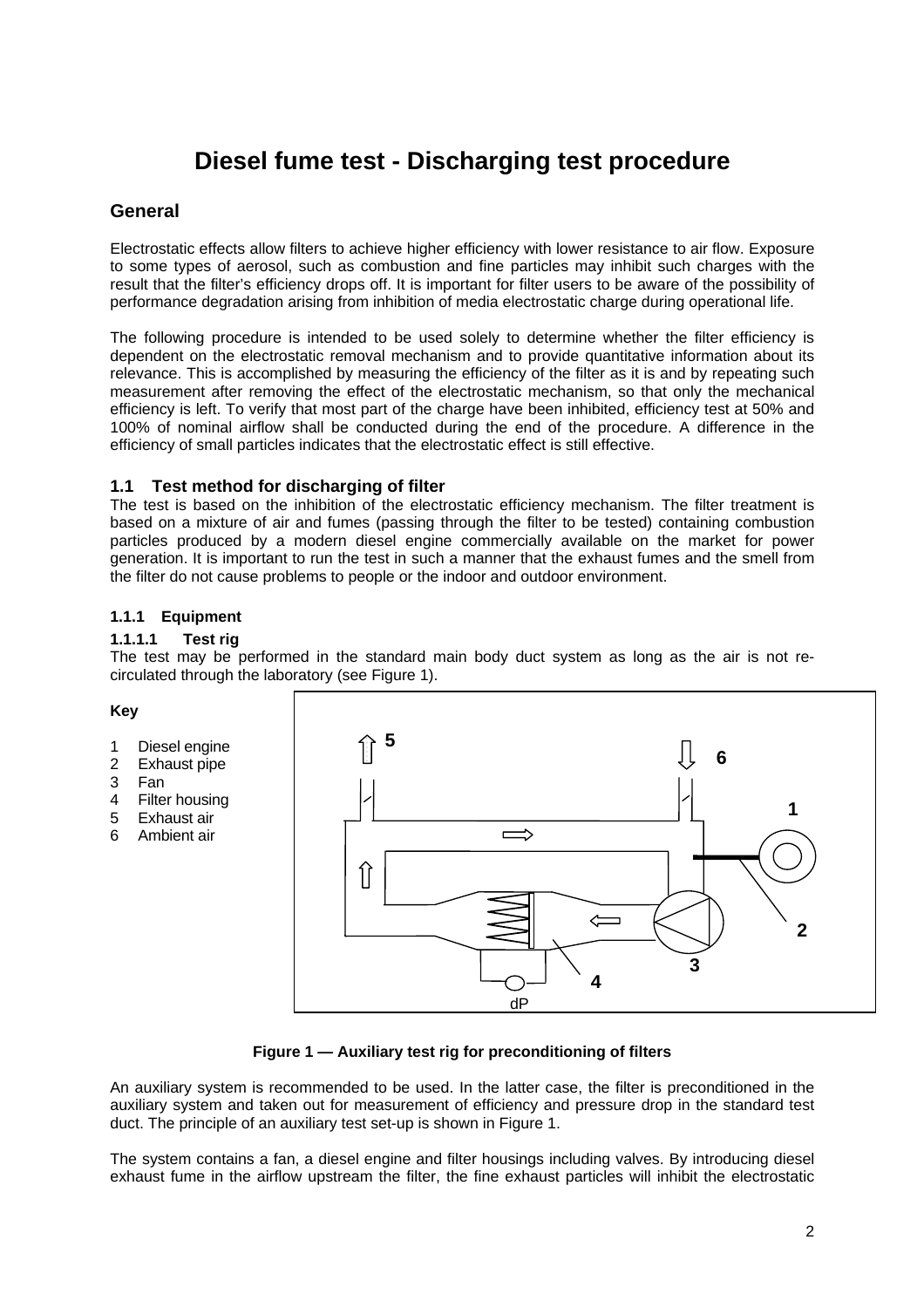# Diesel fume test - Discharging test procedure

## General

Electrostatic effects allow filters to achieve higher efficiency with lower resistance to air flow. Exposure to some types of aerosol, such as combustion and fine particles may inhibit such charges with the result that the filter's efficiency drops off. It is important for filter users to be aware of the possibility of performance degradation arising from inhibition of media electrostatic charge during operational life.

The following procedure is intended to be used solely to determine whether the filter efficiency is dependent on the electrostatic removal mechanism and to provide quantitative information about its relevance. This is accomplished by measuring the efficiency of the filter as it is and by repeating such measurement after removing the effect of the electrostatic mechanism, so that only the mechanical efficiency is left. To verify that most part of the charge have been inhibited, efficiency test at 50% and 100% of nominal airflow shall be conducted during the end of the procedure. A difference in the efficiency of small particles indicates that the electrostatic effect is still effective.

### 1.1 Test method for discharging of filter

The test is based on the inhibition of the electrostatic efficiency mechanism. The filter treatment is based on a mixture of air and fumes (passing through the filter to be tested) containing combustion particles produced by a modern diesel engine commercially available on the market for power generation. It is important to run the test in such a manner that the exhaust fumes and the smell from the filter do not cause problems to people or the indoor and outdoor environment.

#### 1.1.1 Equipment

##### 1.1.1.1 Test rig

The test may be performed in the standard main body duct system as long as the air is not re-circulated through the laboratory (see Figure 1).

**Key**

1. Diesel engine
2. Exhaust pipe
3. Fan
4. Filter housing
5. Exhaust air
6. Ambient air

**Figure 1 — Auxiliary test rig for preconditioning of filters**

An auxiliary system is recommended to be used. In the latter case, the filter is preconditioned in the auxiliary system and taken out for measurement of efficiency and pressure drop in the standard test duct. The principle of an auxiliary test set-up is shown in Figure 1.

The system contains a fan, a diesel engine and filter housings including valves. By introducing diesel exhaust fume in the airflow upstream the filter, the fine exhaust particles will inhibit the electrostatic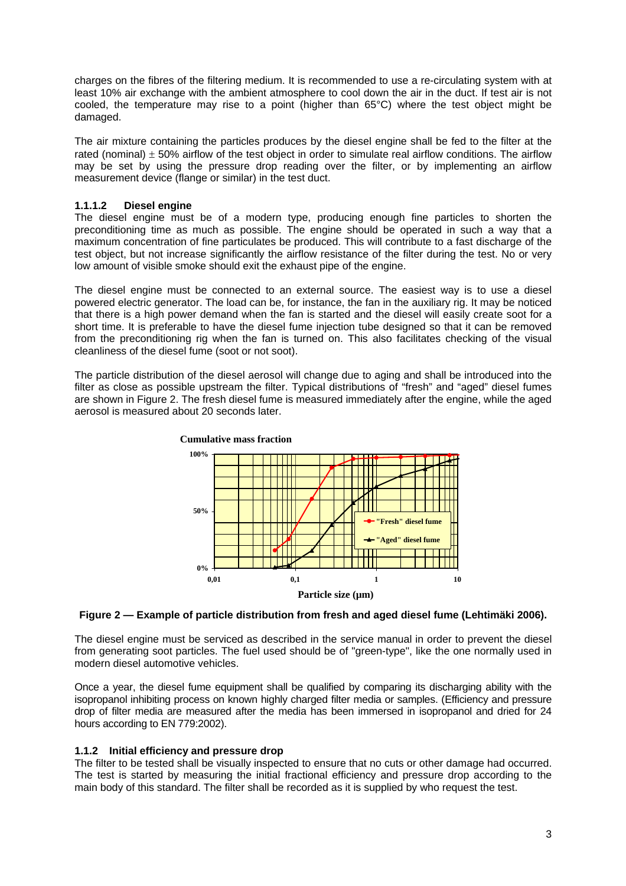charges on the fibres of the filtering medium. It is recommended to use a re-circulating system with at least 10% air exchange with the ambient atmosphere to cool down the air in the duct. If test air is not cooled, the temperature may rise to a point (higher than 65°C) where the test object might be damaged.

The air mixture containing the particles produces by the diesel engine shall be fed to the filter at the rated (nominal) $\pm$ 50% airflow of the test object in order to simulate real airflow conditions. The airflow may be set by using the pressure drop reading over the filter, or by implementing an airflow measurement device (flange or similar) in the test duct.

#### 1.1.1.2 Diesel engine

The diesel engine must be of a modern type, producing enough fine particles to shorten the preconditioning time as much as possible. The engine should be operated in such a way that a maximum concentration of fine particulates be produced. This will contribute to a fast discharge of the test object, but not increase significantly the airflow resistance of the filter during the test. No or very low amount of visible smoke should exit the exhaust pipe of the engine.

The diesel engine must be connected to an external source. The easiest way is to use a diesel powered electric generator. The load can be, for instance, the fan in the auxiliary rig. It may be noticed that there is a high power demand when the fan is started and the diesel will easily create soot for a short time. It is preferable to have the diesel fume injection tube designed so that it can be removed from the preconditioning rig when the fan is turned on. This also facilitates checking of the visual cleanliness of the diesel fume (soot or not soot).

The particle distribution of the diesel aerosol will change due to aging and shall be introduced into the filter as close as possible upstream the filter. Typical distributions of "fresh" and "aged" diesel fumes are shown in Figure 2. The fresh diesel fume is measured immediately after the engine, while the aged aerosol is measured about 20 seconds later.

**Figure 2 — Example of particle distribution from fresh and aged diesel fume (Lehtimäki 2006).**

The diesel engine must be serviced as described in the service manual in order to prevent the diesel from generating soot particles. The fuel used should be of "green-type", like the one normally used in modern diesel automotive vehicles.

Once a year, the diesel fume equipment shall be qualified by comparing its discharging ability with the isopropanol inhibiting process on known highly charged filter media or samples. (Efficiency and pressure drop of filter media are measured after the media has been immersed in isopropanol and dried for 24 hours according to EN 779:2002).

### 1.1.2 Initial efficiency and pressure drop

The filter to be tested shall be visually inspected to ensure that no cuts or other damage had occurred. The test is started by measuring the initial fractional efficiency and pressure drop according to the main body of this standard. The filter shall be recorded as it is supplied by who request the test.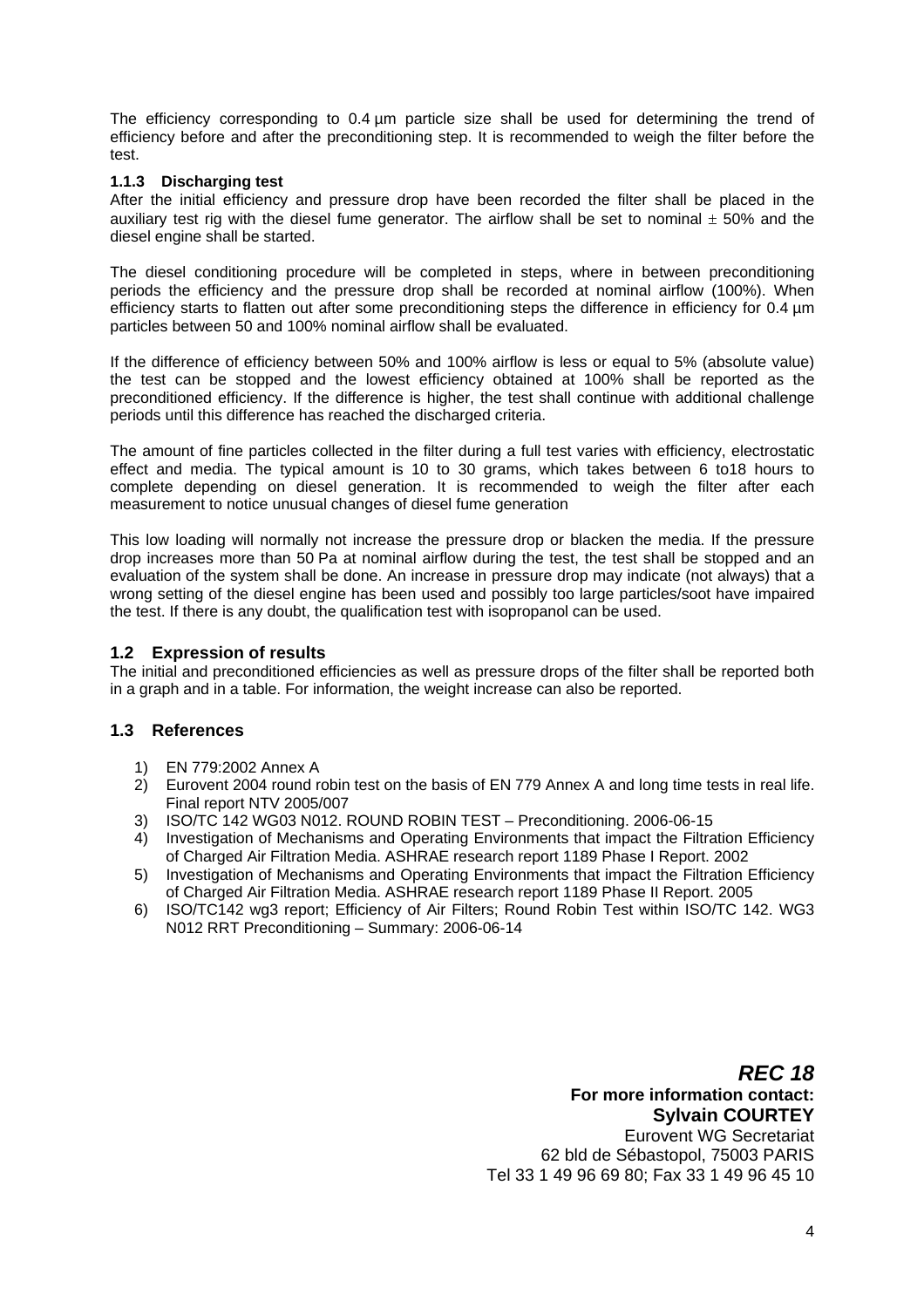The efficiency corresponding to 0.4 µm particle size shall be used for determining the trend of efficiency before and after the preconditioning step. It is recommended to weigh the filter before the test.

#### 1.1.3 Discharging test

After the initial efficiency and pressure drop have been recorded the filter shall be placed in the auxiliary test rig with the diesel fume generator. The airflow shall be set to nominal $\pm$ 50% and the diesel engine shall be started.

The diesel conditioning procedure will be completed in steps, where in between preconditioning periods the efficiency and the pressure drop shall be recorded at nominal airflow (100%). When efficiency starts to flatten out after some preconditioning steps the difference in efficiency for 0.4 µm particles between 50 and 100% nominal airflow shall be evaluated.

If the difference of efficiency between 50% and 100% airflow is less or equal to 5% (absolute value) the test can be stopped and the lowest efficiency obtained at 100% shall be reported as the preconditioned efficiency. If the difference is higher, the test shall continue with additional challenge periods until this difference has reached the discharged criteria.

The amount of fine particles collected in the filter during a full test varies with efficiency, electrostatic effect and media. The typical amount is 10 to 30 grams, which takes between 6 to18 hours to complete depending on diesel generation. It is recommended to weigh the filter after each measurement to notice unusual changes of diesel fume generation

This low loading will normally not increase the pressure drop or blacken the media. If the pressure drop increases more than 50 Pa at nominal airflow during the test, the test shall be stopped and an evaluation of the system shall be done. An increase in pressure drop may indicate (not always) that a wrong setting of the diesel engine has been used and possibly too large particles/soot have impaired the test. If there is any doubt, the qualification test with isopropanol can be used.

### 1.2 Expression of results

The initial and preconditioned efficiencies as well as pressure drops of the filter shall be reported both in a graph and in a table. For information, the weight increase can also be reported.

### 1.3 References

1) EN 779:2002 Annex A
2) Eurovent 2004 round robin test on the basis of EN 779 Annex A and long time tests in real life. Final report NTV 2005/007
3) ISO/TC 142 WG03 N012. ROUND ROBIN TEST – Preconditioning. 2006-06-15
4) Investigation of Mechanisms and Operating Environments that impact the Filtration Efficiency of Charged Air Filtration Media. ASHRAE research report 1189 Phase I Report. 2002
5) Investigation of Mechanisms and Operating Environments that impact the Filtration Efficiency of Charged Air Filtration Media. ASHRAE research report 1189 Phase II Report. 2005
6) ISO/TC142 wg3 report; Efficiency of Air Filters; Round Robin Test within ISO/TC 142. WG3 N012 RRT Preconditioning – Summary: 2006-06-14

***REC 18***

**For more information contact:**

**Sylvain COURTEY**

Eurovent WG Secretariat

62 bld de Sébastopol, 75003 PARIS

Tel 33 1 49 96 69 80; Fax 33 1 49 96 45 10